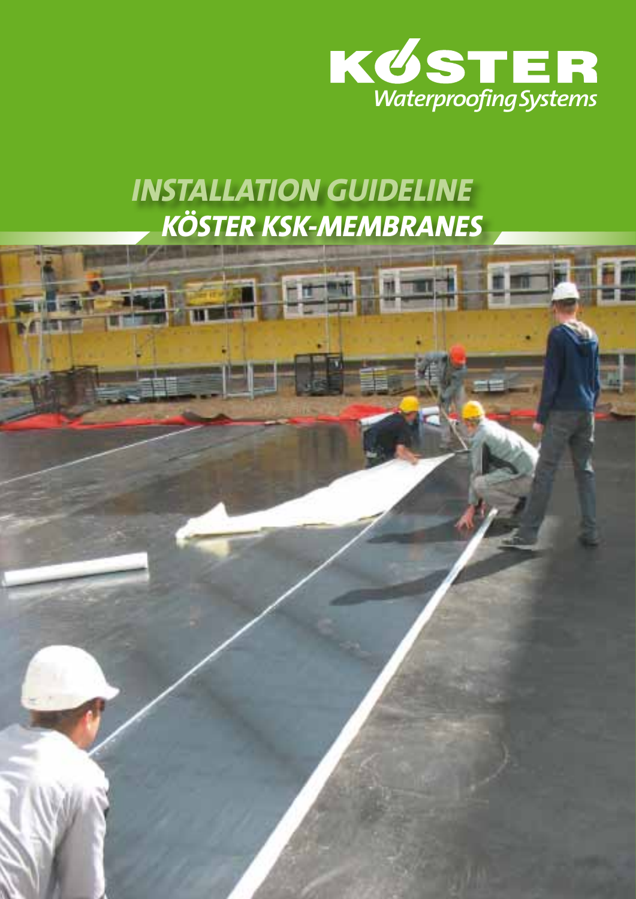KÖSTER
Waterproofing Systems

# INSTALLATION GUIDELINE
# KÖSTER KSK-MEMBRANES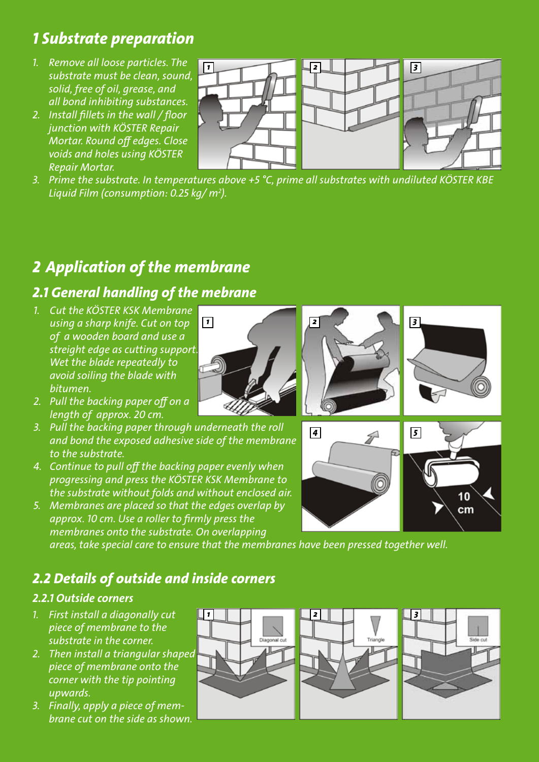# 1 Substrate preparation

1. Remove all loose particles. The substrate must be clean, sound, solid, free of oil, grease, and all bond inhibiting substances.
2. Install fillets in the wall / floor junction with KÖSTER Repair Mortar. Round off edges. Close voids and holes using KÖSTER Repair Mortar.
3. Prime the substrate. In temperatures above +5 °C, prime all substrates with undiluted KÖSTER KBE Liquid Film (consumption: 0.25 kg/ m²).

# 2 Application of the membrane

## 2.1 General handling of the mebrane

1. Cut the KÖSTER KSK Membrane using a sharp knife. Cut on top of a wooden board and use a streight edge as cutting support. Wet the blade repeatedly to avoid soiling the blade with bitumen.
2. Pull the backing paper off on a length of approx. 20 cm.
3. Pull the backing paper through underneath the roll and bond the exposed adhesive side of the membrane to the substrate.
4. Continue to pull off the backing paper evenly when progressing and press the KÖSTER KSK Membrane to the substrate without folds and without enclosed air.
5. Membranes are placed so that the edges overlap by approx. 10 cm. Use a roller to firmly press the membranes onto the substrate. On overlapping areas, take special care to ensure that the membranes have been pressed together well.

## 2.2 Details of outside and inside corners

### 2.2.1 Outside corners

1. First install a diagonally cut piece of membrane to the substrate in the corner.
2. Then install a triangular shaped piece of membrane onto the corner with the tip pointing upwards.
3. Finally, apply a piece of membrane cut on the side as shown.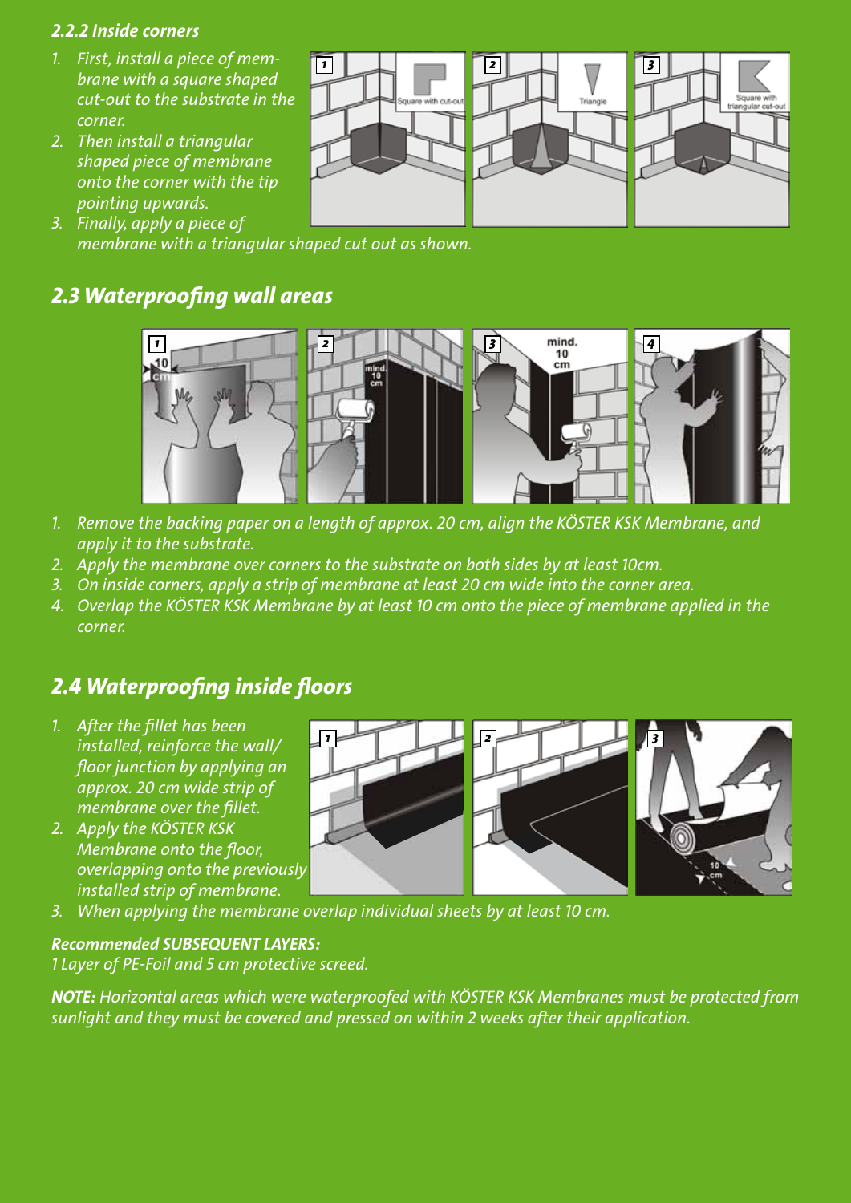### *2.2.2 Inside corners*

1. *First, install a piece of membrane with a square shaped cut-out to the substrate in the corner.*
2. *Then install a triangular shaped piece of membrane onto the corner with the tip pointing upwards.*
3. *Finally, apply a piece of membrane with a triangular shaped cut out as shown.*

## *2.3 Waterproofing wall areas*

1. *Remove the backing paper on a length of approx. 20 cm, align the KÖSTER KSK Membrane, and apply it to the substrate.*
2. *Apply the membrane over corners to the substrate on both sides by at least 10cm.*
3. *On inside corners, apply a strip of membrane at least 20 cm wide into the corner area.*
4. *Overlap the KÖSTER KSK Membrane by at least 10 cm onto the piece of membrane applied in the corner.*

## *2.4 Waterproofing inside floors*

1. *After the fillet has been installed, reinforce the wall/ floor junction by applying an approx. 20 cm wide strip of membrane over the fillet.*
2. *Apply the KÖSTER KSK Membrane onto the floor, overlapping onto the previously installed strip of membrane.*
3. *When applying the membrane overlap individual sheets by at least 10 cm.*

***Recommended SUBSEQUENT LAYERS:***
*1 Layer of PE-Foil and 5 cm protective screed.*

***NOTE:*** *Horizontal areas which were waterproofed with KÖSTER KSK Membranes must be protected from sunlight and they must be covered and pressed on within 2 weeks after their application.*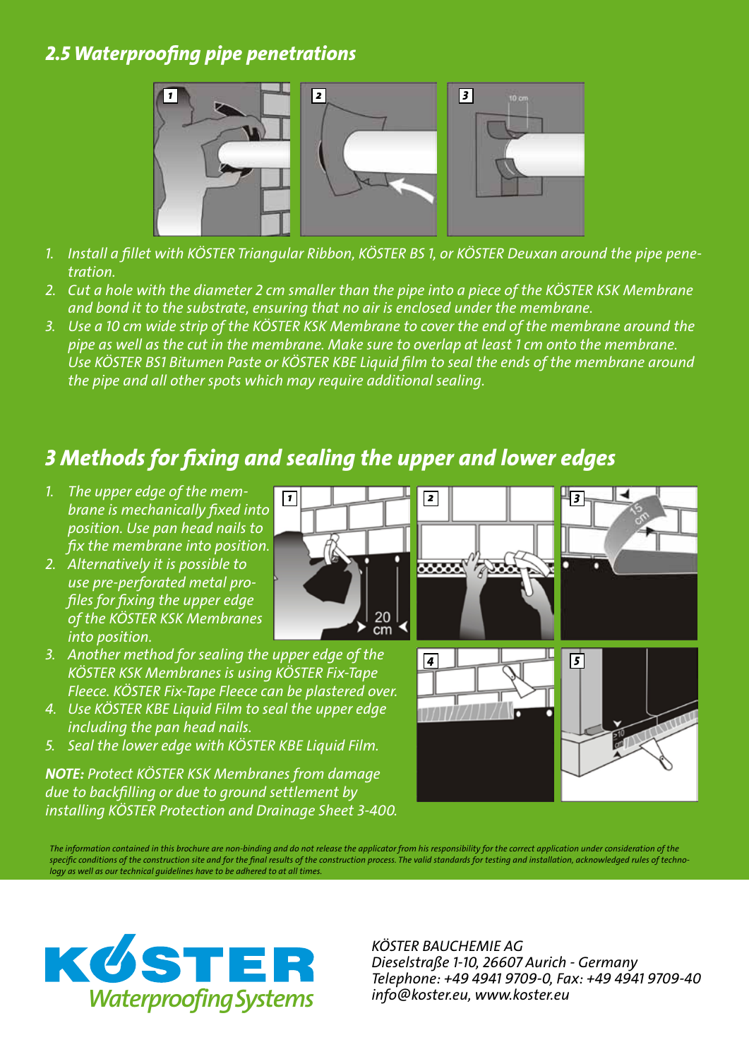## *2.5 Waterproofing pipe penetrations*

1. *Install a fillet with KÖSTER Triangular Ribbon, KÖSTER BS 1, or KÖSTER Deuxan around the pipe penetration.*
2. *Cut a hole with the diameter 2 cm smaller than the pipe into a piece of the KÖSTER KSK Membrane and bond it to the substrate, ensuring that no air is enclosed under the membrane.*
3. *Use a 10 cm wide strip of the KÖSTER KSK Membrane to cover the end of the membrane around the pipe as well as the cut in the membrane. Make sure to overlap at least 1 cm onto the membrane. Use KÖSTER BS1 Bitumen Paste or KÖSTER KBE Liquid film to seal the ends of the membrane around the pipe and all other spots which may require additional sealing.*

## *3 Methods for fixing and sealing the upper and lower edges*

1. *The upper edge of the membrane is mechanically fixed into position. Use pan head nails to fix the membrane into position.*
2. *Alternatively it is possible to use pre-perforated metal profiles for fixing the upper edge of the KÖSTER KSK Membranes into position.*
3. *Another method for sealing the upper edge of the KÖSTER KSK Membranes is using KÖSTER Fix-Tape Fleece. KÖSTER Fix-Tape Fleece can be plastered over.*
4. *Use KÖSTER KBE Liquid Film to seal the upper edge including the pan head nails.*
5. *Seal the lower edge with KÖSTER KBE Liquid Film.*

***NOTE:*** *Protect KÖSTER KSK Membranes from damage due to backfilling or due to ground settlement by installing KÖSTER Protection and Drainage Sheet 3-400.*

*The information contained in this brochure are non-binding and do not release the applicator from his responsibility for the correct application under consideration of the specific conditions of the construction site and for the final results of the construction process. The valid standards for testing and installation, acknowledged rules of technology as well as our technical guidelines have to be adhered to at all times.*

KÖSTER Waterproofing Systems

*KÖSTER BAUCHEMIE AG*
*Dieselstraße 1-10, 26607 Aurich - Germany*
*Telephone: +49 4941 9709-0, Fax: +49 4941 9709-40*
*info@koster.eu, www.koster.eu*